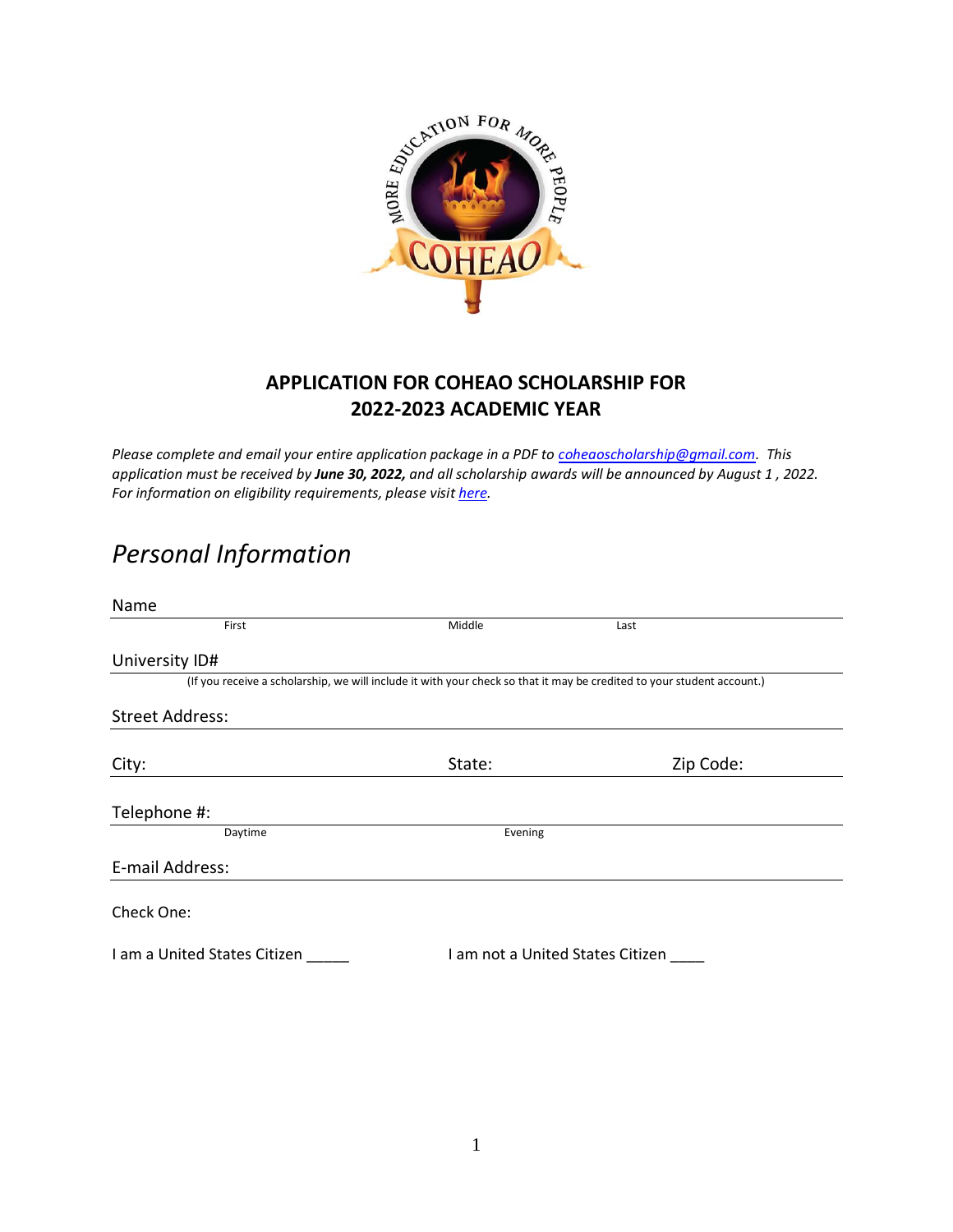## APPLICATION FOR COHEAO SCHOLARSHIP FOR 2022-2023 ACADEMIC YEAR

*Please complete and email your entire application package in a PDF to [coheaoscholarship@gmail.com](mailto:coheaoscholarship@gmail.com). This application must be received by **June 30, 2022,** and all scholarship awards will be announced by August 1 , 2022. For information on eligibility requirements, please visit [here](#).*

# *Personal Information*

Name ______________________________________________
First Middle Last

University ID# ______________________________________________
(If you receive a scholarship, we will include it with your check so that it may be credited to your student account.)

Street Address: ______________________________________________

City: ______________ State: ______________ Zip Code: ______________

Telephone #: ______________________________________________
Daytime Evening

E-mail Address: ______________________________________________

Check One:

I am a United States Citizen _____ I am not a United States Citizen ____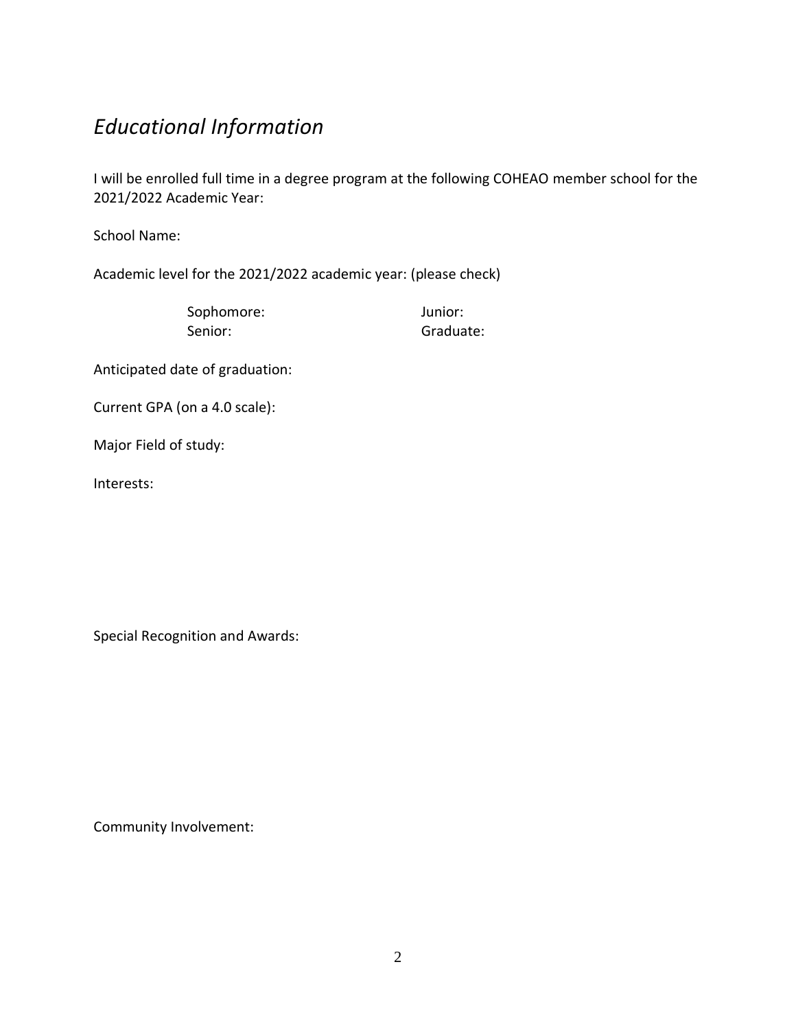## *Educational Information*

I will be enrolled full time in a degree program at the following COHEAO member school for the 2021/2022 Academic Year:

School Name:

Academic level for the 2021/2022 academic year: (please check)

| | |
|---|---|
| Sophomore: | Junior: |
| Senior: | Graduate: |

Anticipated date of graduation:

Current GPA (on a 4.0 scale):

Major Field of study:

Interests:

Special Recognition and Awards:

Community Involvement: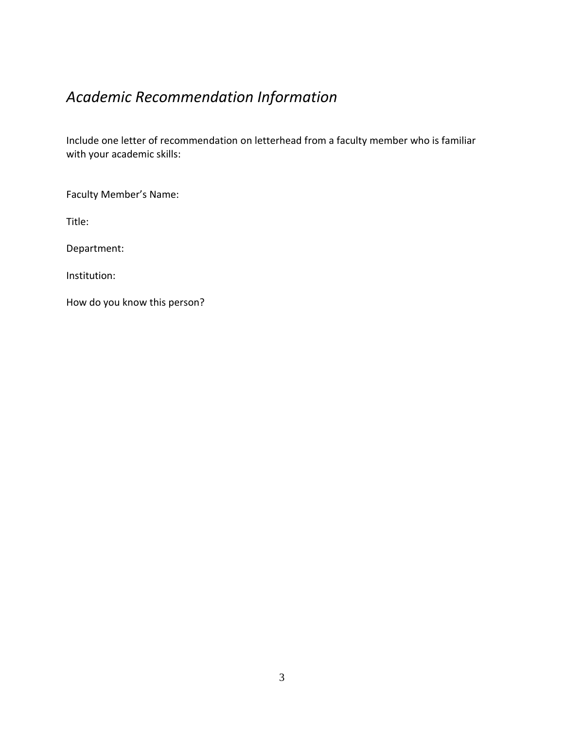# *Academic Recommendation Information*

Include one letter of recommendation on letterhead from a faculty member who is familiar with your academic skills:

Faculty Member's Name:

Title:

Department:

Institution:

How do you know this person?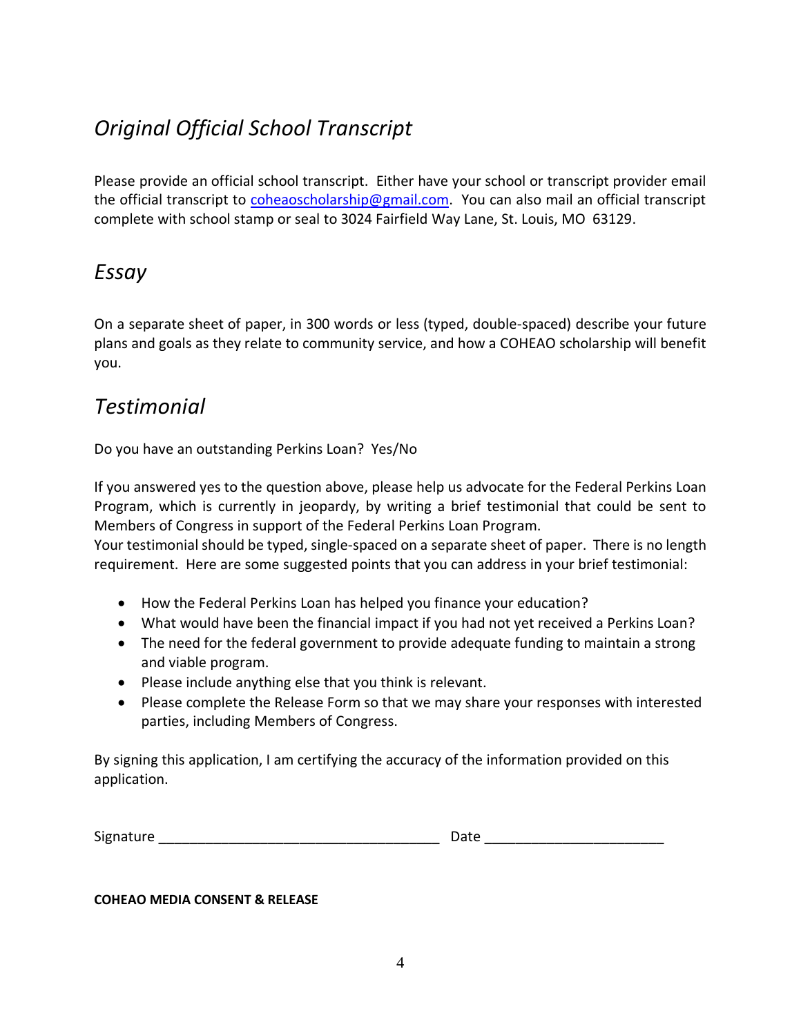## *Original Official School Transcript*

Please provide an official school transcript. Either have your school or transcript provider email the official transcript to coheaoscholarship@gmail.com. You can also mail an official transcript complete with school stamp or seal to 3024 Fairfield Way Lane, St. Louis, MO 63129.

## *Essay*

On a separate sheet of paper, in 300 words or less (typed, double-spaced) describe your future plans and goals as they relate to community service, and how a COHEAO scholarship will benefit you.

## *Testimonial*

Do you have an outstanding Perkins Loan? Yes/No

If you answered yes to the question above, please help us advocate for the Federal Perkins Loan Program, which is currently in jeopardy, by writing a brief testimonial that could be sent to Members of Congress in support of the Federal Perkins Loan Program.
Your testimonial should be typed, single-spaced on a separate sheet of paper. There is no length requirement. Here are some suggested points that you can address in your brief testimonial:

- How the Federal Perkins Loan has helped you finance your education?
- What would have been the financial impact if you had not yet received a Perkins Loan?
- The need for the federal government to provide adequate funding to maintain a strong and viable program.
- Please include anything else that you think is relevant.
- Please complete the Release Form so that we may share your responses with interested parties, including Members of Congress.

By signing this application, I am certifying the accuracy of the information provided on this application.

Signature ___________________________________ Date ______________________

**COHEAO MEDIA CONSENT & RELEASE**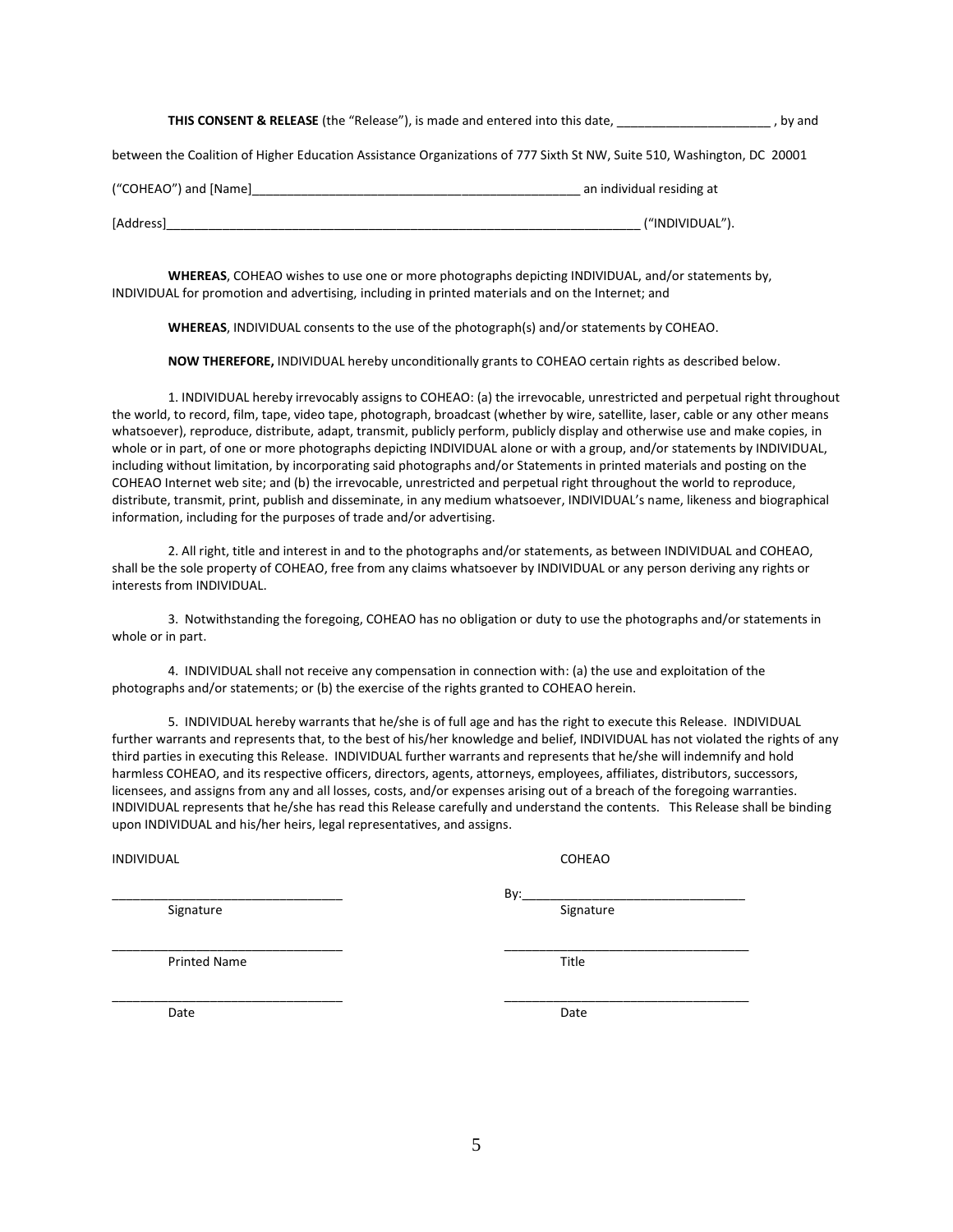**THIS CONSENT & RELEASE** (the "Release"), is made and entered into this date, ______________________ , by and between the Coalition of Higher Education Assistance Organizations of 777 Sixth St NW, Suite 510, Washington, DC 20001 ("COHEAO") and [Name]_________________________________________________ an individual residing at [Address]______________________________________________________________________ ("INDIVIDUAL").

**WHEREAS**, COHEAO wishes to use one or more photographs depicting INDIVIDUAL, and/or statements by, INDIVIDUAL for promotion and advertising, including in printed materials and on the Internet; and

**WHEREAS**, INDIVIDUAL consents to the use of the photograph(s) and/or statements by COHEAO.

**NOW THEREFORE,** INDIVIDUAL hereby unconditionally grants to COHEAO certain rights as described below.

1. INDIVIDUAL hereby irrevocably assigns to COHEAO: (a) the irrevocable, unrestricted and perpetual right throughout the world, to record, film, tape, video tape, photograph, broadcast (whether by wire, satellite, laser, cable or any other means whatsoever), reproduce, distribute, adapt, transmit, publicly perform, publicly display and otherwise use and make copies, in whole or in part, of one or more photographs depicting INDIVIDUAL alone or with a group, and/or statements by INDIVIDUAL, including without limitation, by incorporating said photographs and/or Statements in printed materials and posting on the COHEAO Internet web site; and (b) the irrevocable, unrestricted and perpetual right throughout the world to reproduce, distribute, transmit, print, publish and disseminate, in any medium whatsoever, INDIVIDUAL's name, likeness and biographical information, including for the purposes of trade and/or advertising.

2. All right, title and interest in and to the photographs and/or statements, as between INDIVIDUAL and COHEAO, shall be the sole property of COHEAO, free from any claims whatsoever by INDIVIDUAL or any person deriving any rights or interests from INDIVIDUAL.

3. Notwithstanding the foregoing, COHEAO has no obligation or duty to use the photographs and/or statements in whole or in part.

4. INDIVIDUAL shall not receive any compensation in connection with: (a) the use and exploitation of the photographs and/or statements; or (b) the exercise of the rights granted to COHEAO herein.

5. INDIVIDUAL hereby warrants that he/she is of full age and has the right to execute this Release. INDIVIDUAL further warrants and represents that, to the best of his/her knowledge and belief, INDIVIDUAL has not violated the rights of any third parties in executing this Release. INDIVIDUAL further warrants and represents that he/she will indemnify and hold harmless COHEAO, and its respective officers, directors, agents, attorneys, employees, affiliates, distributors, successors, licensees, and assigns from any and all losses, costs, and/or expenses arising out of a breach of the foregoing warranties. INDIVIDUAL represents that he/she has read this Release carefully and understand the contents. This Release shall be binding upon INDIVIDUAL and his/her heirs, legal representatives, and assigns.

| INDIVIDUAL | COHEAO |
|---|---|
| _________________________________ | By:________________________________ |
| Signature | Signature |
| _________________________________ | ___________________________________ |
| Printed Name | Title |
| _________________________________ | ___________________________________ |
| Date | Date |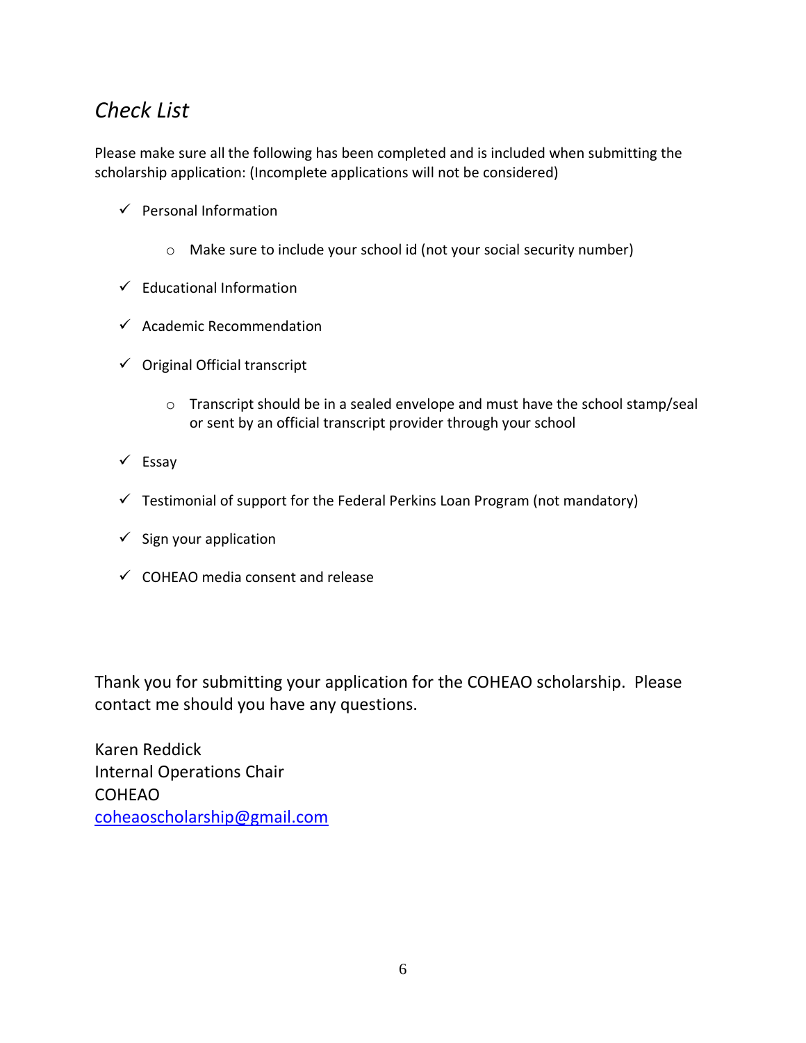## *Check List*

Please make sure all the following has been completed and is included when submitting the scholarship application: (Incomplete applications will not be considered)

- ✓ Personal Information
  - Make sure to include your school id (not your social security number)
- ✓ Educational Information
- ✓ Academic Recommendation
- ✓ Original Official transcript
  - Transcript should be in a sealed envelope and must have the school stamp/seal or sent by an official transcript provider through your school
- ✓ Essay
- ✓ Testimonial of support for the Federal Perkins Loan Program (not mandatory)
- ✓ Sign your application
- ✓ COHEAO media consent and release

Thank you for submitting your application for the COHEAO scholarship. Please contact me should you have any questions.

Karen Reddick
Internal Operations Chair
COHEAO
coheaoscholarship@gmail.com